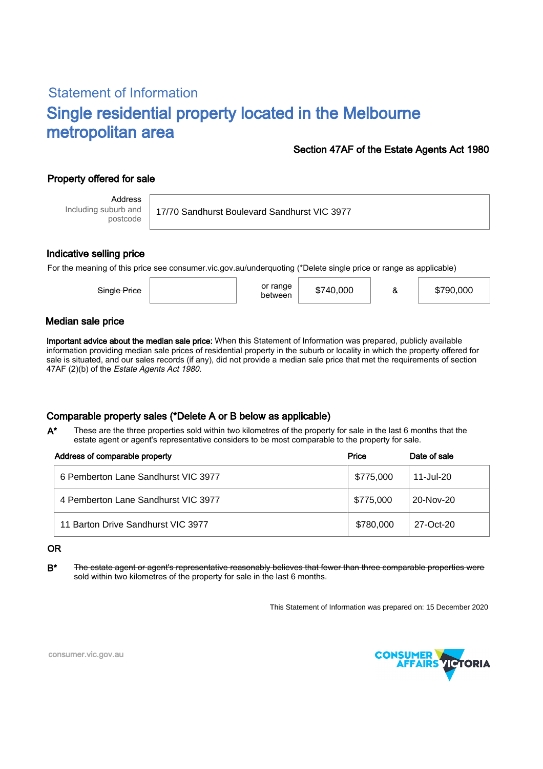## Statement of Information

# Single residential property located in the Melbourne metropolitan area

**Section 47AF of the Estate Agents Act 1980**

### Property offered for sale

| Address Including suburb and postcode | 17/70 Sandhurst Boulevard Sandhurst VIC 3977 |
|---|---|

### Indicative selling price

For the meaning of this price see consumer.vic.gov.au/underquoting (*Delete single price or range as applicable)

| ~~Single Price~~ | | or range between | $740,000 | & | $790,000 |
|---|---|---|---|---|---|

### Median sale price

**Important advice about the median sale price:** When this Statement of Information was prepared, publicly available information providing median sale prices of residential property in the suburb or locality in which the property offered for sale is situated, and our sales records (if any), did not provide a median sale price that met the requirements of section 47AF (2)(b) of the *Estate Agents Act 1980.*

### Comparable property sales (*Delete A or B below as applicable)

**A*** These are the three properties sold within two kilometres of the property for sale in the last 6 months that the estate agent or agent's representative considers to be most comparable to the property for sale.

| Address of comparable property | Price | Date of sale |
|---|---|---|
| 6 Pemberton Lane Sandhurst VIC 3977 | $775,000 | 11-Jul-20 |
| 4 Pemberton Lane Sandhurst VIC 3977 | $775,000 | 20-Nov-20 |
| 11 Barton Drive Sandhurst VIC 3977 | $780,000 | 27-Oct-20 |

**OR**

**B*** ~~The estate agent or agent's representative reasonably believes that fewer than three comparable properties were sold within two kilometres of the property for sale in the last 6 months.~~

This Statement of Information was prepared on: 15 December 2020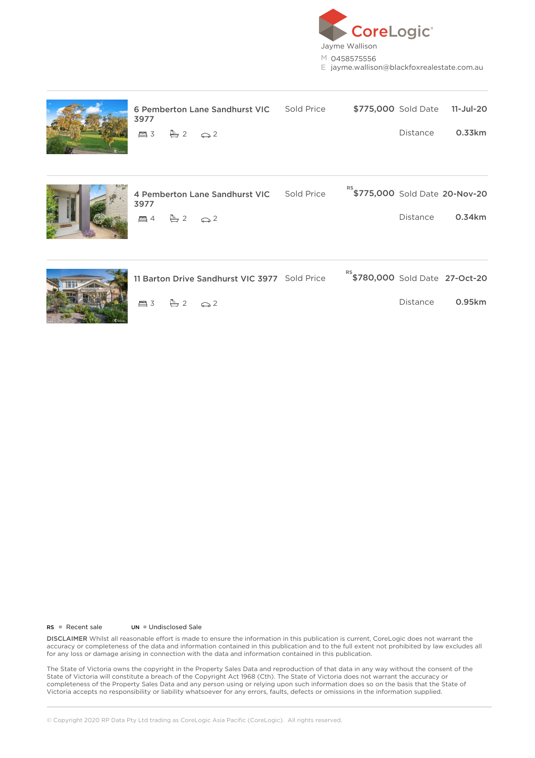CoreLogic

Jayme Wallison

M 0458575556

E jayme.wallison@blackfoxrealestate.com.au

| Address | Beds | Baths | Cars | Sold Price | Sold Date | Distance |
|---|---|---|---|---|---|---|
| 6 Pemberton Lane Sandhurst VIC 3977 | 3 | 2 | 2 | $775,000 | 11-Jul-20 | 0.33km |
| 4 Pemberton Lane Sandhurst VIC 3977 | 4 | 2 | 2 | RS $775,000 | 20-Nov-20 | 0.34km |
| 11 Barton Drive Sandhurst VIC 3977 | 3 | 2 | 2 | RS $780,000 | 27-Oct-20 | 0.95km |

**RS** = Recent sale **UN** = Undisclosed Sale

**DISCLAIMER** Whilst all reasonable effort is made to ensure the information in this publication is current, CoreLogic does not warrant the accuracy or completeness of the data and information contained in this publication and to the full extent not prohibited by law excludes all for any loss or damage arising in connection with the data and information contained in this publication.

The State of Victoria owns the copyright in the Property Sales Data and reproduction of that data in any way without the consent of the State of Victoria will constitute a breach of the Copyright Act 1968 (Cth). The State of Victoria does not warrant the accuracy or completeness of the Property Sales Data and any person using or relying upon such information does so on the basis that the State of Victoria accepts no responsibility or liability whatsoever for any errors, faults, defects or omissions in the information supplied.

© Copyright 2020 RP Data Pty Ltd trading as CoreLogic Asia Pacific (CoreLogic). All rights reserved.